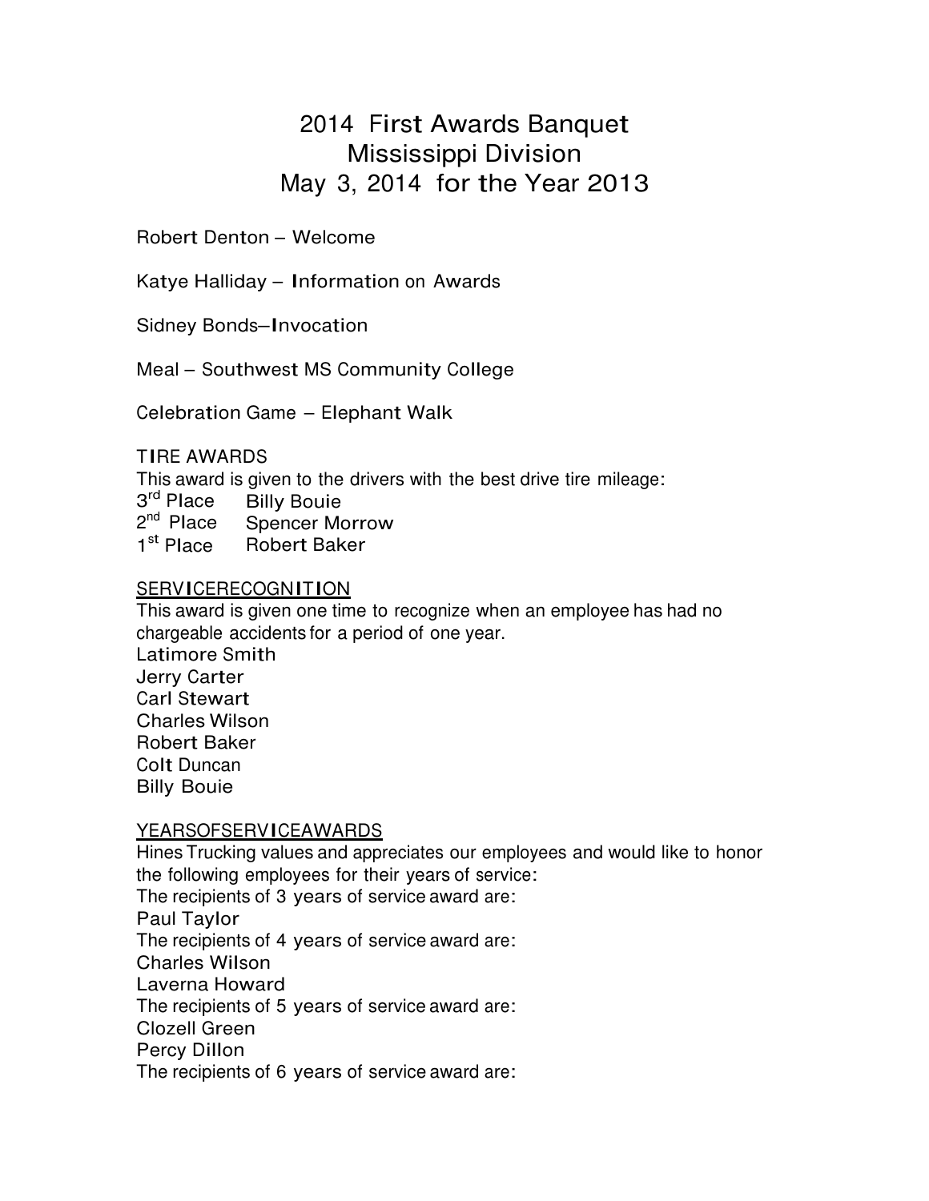# 2014 First Awards Banquet
# Mississippi Division
# May 3, 2014 for the Year 2013

Robert Denton – Welcome

Katye Halliday – Information on Awards

Sidney Bonds–Invocation

Meal – Southwest MS Community College

Celebration Game – Elephant Walk

TIRE AWARDS

This award is given to the drivers with the best drive tire mileage:

3rd Place Billy Bouie
2nd Place Spencer Morrow
1st Place Robert Baker

SERVICERECOGNITION

This award is given one time to recognize when an employee has had no chargeable accidents for a period of one year.

Latimore Smith
Jerry Carter
Carl Stewart
Charles Wilson
Robert Baker
Colt Duncan
Billy Bouie

YEARSOFSERVICEAWARDS

Hines Trucking values and appreciates our employees and would like to honor the following employees for their years of service:

The recipients of 3 years of service award are:
Paul Taylor
The recipients of 4 years of service award are:
Charles Wilson
Laverna Howard
The recipients of 5 years of service award are:
Clozell Green
Percy Dillon
The recipients of 6 years of service award are: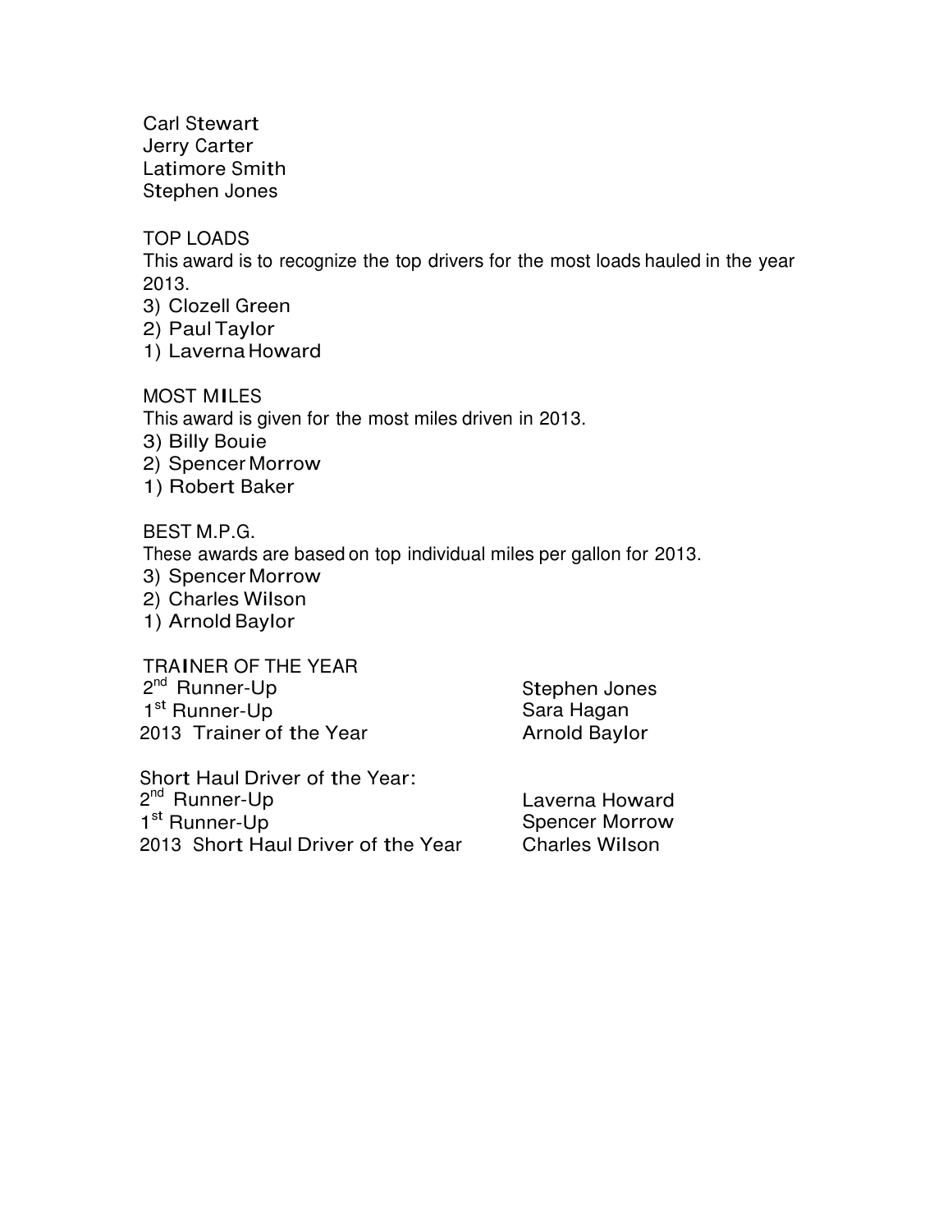Carl Stewart
Jerry Carter
Latimore Smith
Stephen Jones

## TOP LOADS

This award is to recognize the top drivers for the most loads hauled in the year 2013.

3) Clozell Green
2) Paul Taylor
1) Laverna Howard

## MOST MILES

This award is given for the most miles driven in 2013.

3) Billy Bouie
2) Spencer Morrow
1) Robert Baker

## BEST M.P.G.

These awards are based on top individual miles per gallon for 2013.

3) Spencer Morrow
2) Charles Wilson
1) Arnold Baylor

## TRAINER OF THE YEAR

| | |
|---|---|
| 2nd Runner-Up | Stephen Jones |
| 1st Runner-Up | Sara Hagan |
| 2013 Trainer of the Year | Arnold Baylor |

## Short Haul Driver of the Year:

| | |
|---|---|
| 2nd Runner-Up | Laverna Howard |
| 1st Runner-Up | Spencer Morrow |
| 2013 Short Haul Driver of the Year | Charles Wilson |